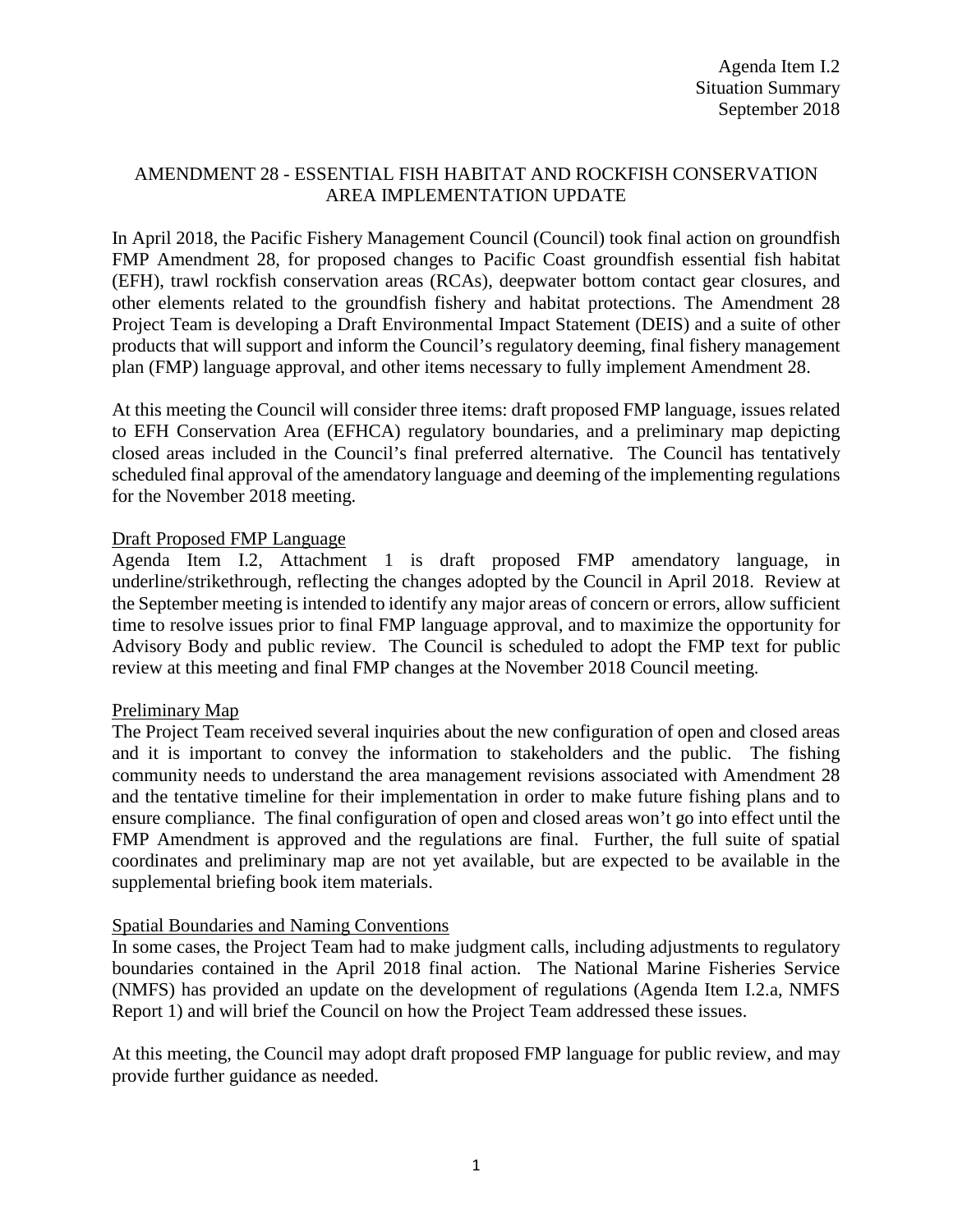Agenda Item I.2
Situation Summary
September 2018

# AMENDMENT 28 - ESSENTIAL FISH HABITAT AND ROCKFISH CONSERVATION AREA IMPLEMENTATION UPDATE

In April 2018, the Pacific Fishery Management Council (Council) took final action on groundfish FMP Amendment 28, for proposed changes to Pacific Coast groundfish essential fish habitat (EFH), trawl rockfish conservation areas (RCAs), deepwater bottom contact gear closures, and other elements related to the groundfish fishery and habitat protections. The Amendment 28 Project Team is developing a Draft Environmental Impact Statement (DEIS) and a suite of other products that will support and inform the Council's regulatory deeming, final fishery management plan (FMP) language approval, and other items necessary to fully implement Amendment 28.

At this meeting the Council will consider three items: draft proposed FMP language, issues related to EFH Conservation Area (EFHCA) regulatory boundaries, and a preliminary map depicting closed areas included in the Council's final preferred alternative. The Council has tentatively scheduled final approval of the amendatory language and deeming of the implementing regulations for the November 2018 meeting.

## Draft Proposed FMP Language

Agenda Item I.2, Attachment 1 is draft proposed FMP amendatory language, in underline/strikethrough, reflecting the changes adopted by the Council in April 2018. Review at the September meeting is intended to identify any major areas of concern or errors, allow sufficient time to resolve issues prior to final FMP language approval, and to maximize the opportunity for Advisory Body and public review. The Council is scheduled to adopt the FMP text for public review at this meeting and final FMP changes at the November 2018 Council meeting.

## Preliminary Map

The Project Team received several inquiries about the new configuration of open and closed areas and it is important to convey the information to stakeholders and the public. The fishing community needs to understand the area management revisions associated with Amendment 28 and the tentative timeline for their implementation in order to make future fishing plans and to ensure compliance. The final configuration of open and closed areas won't go into effect until the FMP Amendment is approved and the regulations are final. Further, the full suite of spatial coordinates and preliminary map are not yet available, but are expected to be available in the supplemental briefing book item materials.

## Spatial Boundaries and Naming Conventions

In some cases, the Project Team had to make judgment calls, including adjustments to regulatory boundaries contained in the April 2018 final action. The National Marine Fisheries Service (NMFS) has provided an update on the development of regulations (Agenda Item I.2.a, NMFS Report 1) and will brief the Council on how the Project Team addressed these issues.

At this meeting, the Council may adopt draft proposed FMP language for public review, and may provide further guidance as needed.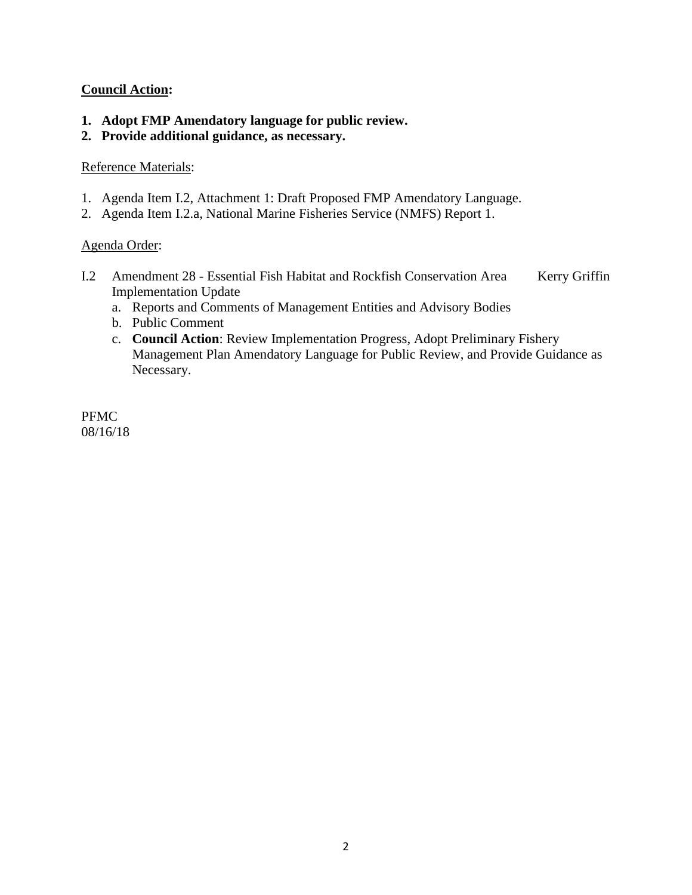**<u>Council Action</u>:**

1. **Adopt FMP Amendatory language for public review.**
2. **Provide additional guidance, as necessary.**

<u>Reference Materials</u>:

1. Agenda Item I.2, Attachment 1: Draft Proposed FMP Amendatory Language.
2. Agenda Item I.2.a, National Marine Fisheries Service (NMFS) Report 1.

<u>Agenda Order</u>:

I.2 Amendment 28 - Essential Fish Habitat and Rockfish Conservation Area Implementation Update — Kerry Griffin

   a. Reports and Comments of Management Entities and Advisory Bodies
   b. Public Comment
   c. **Council Action**: Review Implementation Progress, Adopt Preliminary Fishery Management Plan Amendatory Language for Public Review, and Provide Guidance as Necessary.

PFMC
08/16/18